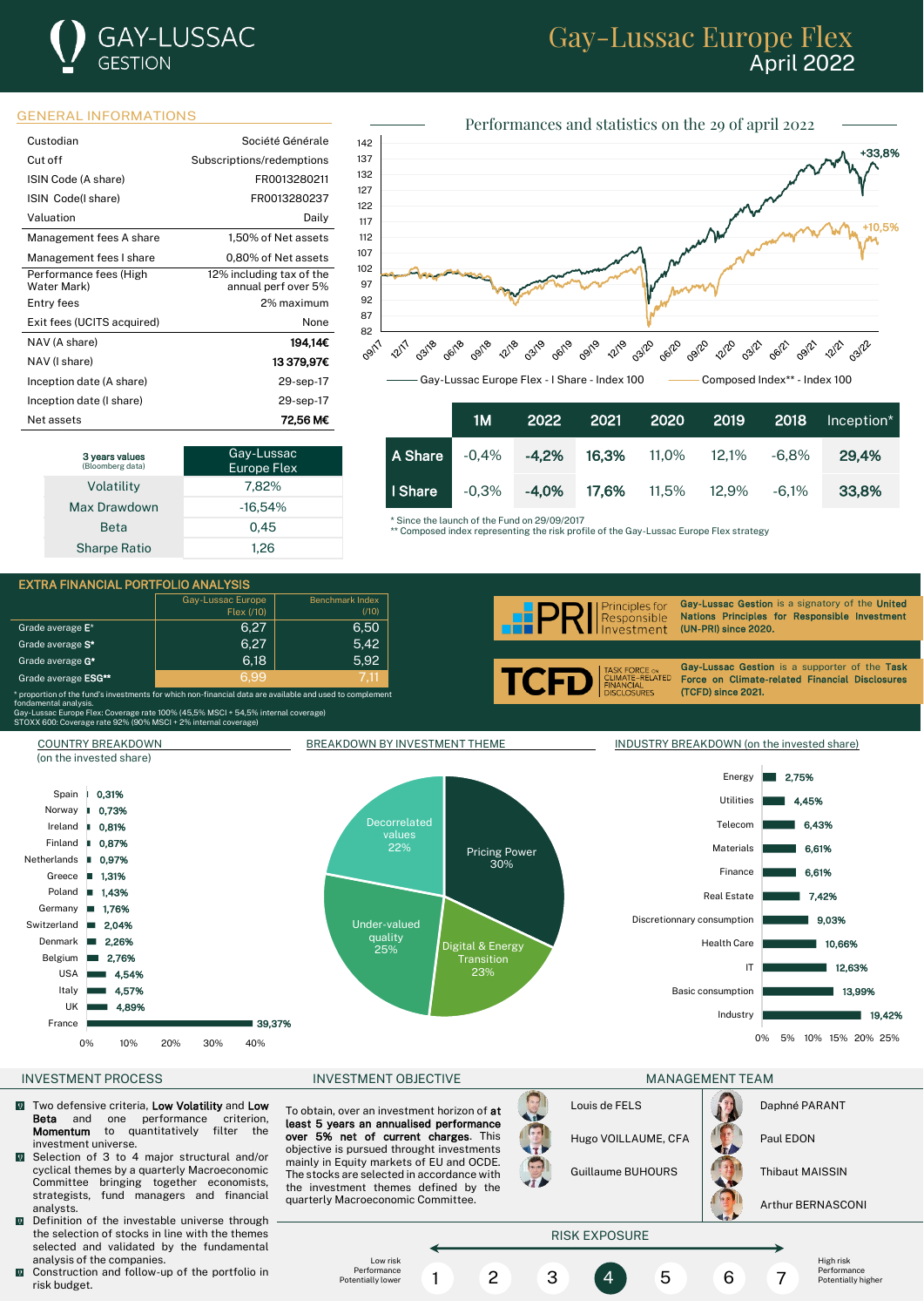# GAY-LUSSAC GESTION

# Gay-Lussac Europe Flex
April 2022

## GENERAL INFORMATIONS

| | |
|---|---|
| Custodian | Société Générale |
| Cut off | Subscriptions/redemptions |
| ISIN Code (A share) | FR0013280211 |
| ISIN Code(I share) | FR0013280237 |
| Valuation | Daily |
| Management fees A share | 1,50% of Net assets |
| Management fees I share | 0,80% of Net assets |
| Performance fees (High Water Mark) | 12% including tax of the annual perf over 5% |
| Entry fees | 2% maximum |
| Exit fees (UCITS acquired) | None |
| NAV (A share) | **194,14€** |
| NAV (I share) | **13 379,97€** |
| Inception date (A share) | 29-sep-17 |
| Inception date (I share) | 29-sep-17 |
| Net assets | **72,56 M€** |

| 3 years values (Bloomberg data) | Gay-Lussac Europe Flex |
|---|---|
| Volatility | 7,82% |
| Max Drawdown | -16,54% |
| Beta | 0,45 |
| Sharpe Ratio | 1,26 |

## Performances and statistics on the 29 of april 2022

Gay-Lussac Europe Flex - I Share - Index 100: +33,8%
Composed Index** - Index 100: +10,5%

| | 1M | 2022 | 2021 | 2020 | 2019 | 2018 | Inception* |
|---|---|---|---|---|---|---|---|
| A Share | -0,4% | **-4,2%** | **16,3%** | 11,0% | 12,1% | -6,8% | **29,4%** |
| I Share | -0,3% | **-4,0%** | **17,6%** | 11,5% | 12,9% | -6,1% | **33,8%** |

\* Since the launch of the Fund on 29/09/2017
** Composed index representing the risk profile of the Gay-Lussac Europe Flex strategy

## EXTRA FINANCIAL PORTFOLIO ANALYSIS

| | Gay-Lussac Europe Flex (/10) | Benchmark Index (/10) |
|---|---|---|
| Grade average **E*** | 6,27 | 6,50 |
| Grade average **S*** | 6,27 | 5,42 |
| Grade average **G*** | 6,18 | 5,92 |
| Grade average **ESG**** | 6,99 | 7,11 |

\* proportion of the fund's investments for which non-financial data are available and used to complement fondamental analysis.
Gay-Lussac Europe Flex: Coverage rate 100% (45,5% MSCI + 54,5% internal coverage)
STOXX 600: Coverage rate 92% (90% MSCI + 2% internal coverage)

**Gay-Lussac Gestion** is a signatory of the **United Nations Principles for Responsible Investment (UN-PRI) since 2020.**

**Gay-Lussac Gestion** is a supporter of the **Task Force on Climate-related Financial Disclosures (TCFD) since 2021.**

## COUNTRY BREAKDOWN
(on the invested share)

| Country | % |
|---|---|
| Spain | 0,31% |
| Norway | 0,73% |
| Ireland | 0,81% |
| Finland | 0,87% |
| Netherlands | 0,97% |
| Greece | 1,31% |
| Poland | 1,43% |
| Germany | 1,76% |
| Switzerland | 2,04% |
| Denmark | 2,26% |
| Belgium | 2,76% |
| USA | 4,54% |
| Italy | 4,57% |
| UK | 4,89% |
| France | 39,37% |

## BREAKDOWN BY INVESTMENT THEME

| Theme | % |
|---|---|
| Pricing Power | 30% |
| Under-valued quality | 25% |
| Digital & Energy Transition | 23% |
| Decorrelated values | 22% |

## INDUSTRY BREAKDOWN (on the invested share)

| Industry | % |
|---|---|
| Energy | 2,75% |
| Utilities | 4,45% |
| Telecom | 6,43% |
| Materials | 6,61% |
| Finance | 6,61% |
| Real Estate | 7,42% |
| Discretionnary consumption | 9,03% |
| Health Care | 10,66% |
| IT | 12,63% |
| Basic consumption | 13,99% |
| Industry | 19,42% |

## INVESTMENT PROCESS

- Two defensive criteria, **Low Volatility** and **Low Beta** and one performance criterion, **Momentum** to quantitatively filter the investment universe.
- Selection of 3 to 4 major structural and/or cyclical themes by a quarterly Macroeconomic Committee bringing together economists, strategists, fund managers and financial analysts.
- Definition of the investable universe through the selection of stocks in line with the themes selected and validated by the fundamental analysis of the companies.
- Construction and follow-up of the portfolio in risk budget.

## INVESTMENT OBJECTIVE

To obtain, over an investment horizon of **at least 5 years an annualised performance over 5% net of current charges**. This objective is pursued throught investments mainly in Equity markets of EU and OCDE. The stocks are selected in accordance with the investment themes defined by the quarterly Macroeconomic Committee.

## MANAGEMENT TEAM

- Louis de FELS
- Hugo VOILLAUME, CFA
- Guillaume BUHOURS
- Daphné PARANT
- Paul EDON
- Thibaut MAISSIN
- Arthur BERNASCONI

## RISK EXPOSURE

Low risk, Performance Potentially lower — 1 2 3 **4** 5 6 7 — High risk, Performance Potentially higher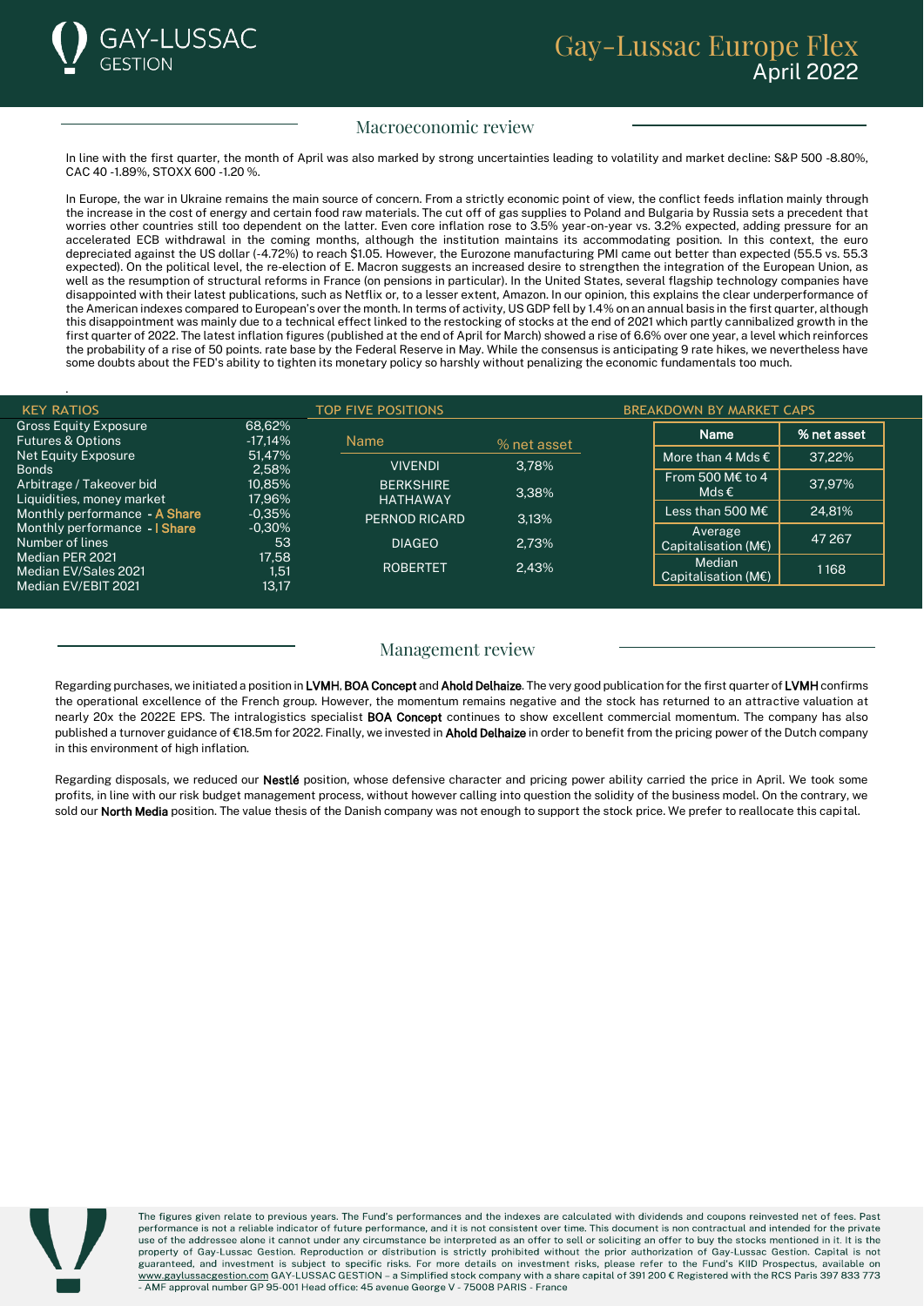# Gay-Lussac Europe Flex
April 2022

## Macroeconomic review

In line with the first quarter, the month of April was also marked by strong uncertainties leading to volatility and market decline: S&P 500 -8.80%, CAC 40 -1.89%, STOXX 600 -1.20 %.

In Europe, the war in Ukraine remains the main source of concern. From a strictly economic point of view, the conflict feeds inflation mainly through the increase in the cost of energy and certain food raw materials. The cut off of gas supplies to Poland and Bulgaria by Russia sets a precedent that worries other countries still too dependent on the latter. Even core inflation rose to 3.5% year-on-year vs. 3.2% expected, adding pressure for an accelerated ECB withdrawal in the coming months, although the institution maintains its accommodating position. In this context, the euro depreciated against the US dollar (-4.72%) to reach $1.05. However, the Eurozone manufacturing PMI came out better than expected (55.5 vs. 55.3 expected). On the political level, the re-election of E. Macron suggests an increased desire to strengthen the integration of the European Union, as well as the resumption of structural reforms in France (on pensions in particular). In the United States, several flagship technology companies have disappointed with their latest publications, such as Netflix or, to a lesser extent, Amazon. In our opinion, this explains the clear underperformance of the American indexes compared to European's over the month. In terms of activity, US GDP fell by 1.4% on an annual basis in the first quarter, although this disappointment was mainly due to a technical effect linked to the restocking of stocks at the end of 2021 which partly cannibalized growth in the first quarter of 2022. The latest inflation figures (published at the end of April for March) showed a rise of 6.6% over one year, a level which reinforces the probability of a rise of 50 points. rate base by the Federal Reserve in May. While the consensus is anticipating 9 rate hikes, we nevertheless have some doubts about the FED's ability to tighten its monetary policy so harshly without penalizing the economic fundamentals too much.

### KEY RATIOS

| | |
|---|---|
| Gross Equity Exposure | 68,62% |
| Futures & Options | -17,14% |
| Net Equity Exposure | 51,47% |
| Bonds | 2,58% |
| Arbitrage / Takeover bid | 10,85% |
| Liquidities, money market | 17,96% |
| Monthly performance - A Share | -0,35% |
| Monthly performance - I Share | -0,30% |
| Number of lines | 53 |
| Median PER 2021 | 17,58 |
| Median EV/Sales 2021 | 1,51 |
| Median EV/EBIT 2021 | 13,17 |

### TOP FIVE POSITIONS

| Name | % net asset |
|---|---|
| VIVENDI | 3,78% |
| BERKSHIRE HATHAWAY | 3,38% |
| PERNOD RICARD | 3,13% |
| DIAGEO | 2,73% |
| ROBERTET | 2,43% |

### BREAKDOWN BY MARKET CAPS

| Name | % net asset |
|---|---|
| More than 4 Mds € | 37,22% |
| From 500 M€ to 4 Mds € | 37,97% |
| Less than 500 M€ | 24,81% |
| Average Capitalisation (M€) | 47 267 |
| Median Capitalisation (M€) | 1 168 |

## Management review

Regarding purchases, we initiated a position in **LVMH**, **BOA Concept** and **Ahold Delhaize**. The very good publication for the first quarter of **LVMH** confirms the operational excellence of the French group. However, the momentum remains negative and the stock has returned to an attractive valuation at nearly 20x the 2022E EPS. The intralogistics specialist **BOA Concept** continues to show excellent commercial momentum. The company has also published a turnover guidance of €18.5m for 2022. Finally, we invested in **Ahold Delhaize** in order to benefit from the pricing power of the Dutch company in this environment of high inflation.

Regarding disposals, we reduced our **Nestlé** position, whose defensive character and pricing power ability carried the price in April. We took some profits, in line with our risk budget management process, without however calling into question the solidity of the business model. On the contrary, we sold our **North Media** position. The value thesis of the Danish company was not enough to support the stock price. We prefer to reallocate this capital.

The figures given relate to previous years. The Fund's performances and the indexes are calculated with dividends and coupons reinvested net of fees. Past performance is not a reliable indicator of future performance, and it is not consistent over time. This document is non contractual and intended for the private use of the addressee alone it cannot under any circumstance be interpreted as an offer to sell or soliciting an offer to buy the stocks mentioned in it. It is the property of Gay-Lussac Gestion. Reproduction or distribution is strictly prohibited without the prior authorization of Gay-Lussac Gestion. Capital is not guaranteed, and investment is subject to specific risks. For more details on investment risks, please refer to the Fund's KIID Prospectus, available on www.gaylussacgestion.com GAY-LUSSAC GESTION – a Simplified stock company with a share capital of 391 200 € Registered with the RCS Paris 397 833 773 - AMF approval number GP 95-001 Head office: 45 avenue George V - 75008 PARIS - France